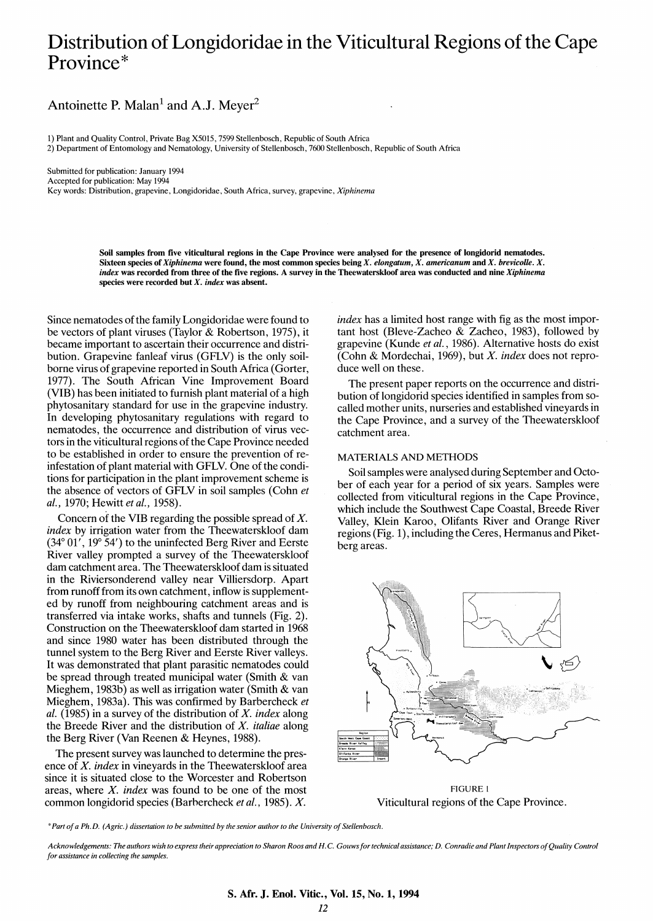# Distribution of Longidoridae in the Viticultural Regions of the Cape Province*

Antoinette P. Malan[1] and A.J. Meyer[2]

1) Plant and Quality Control, Private Bag X5015, 7599 Stellenbosch, Republic of South Africa
2) Department of Entomology and Nematology, University of Stellenbosch, 7600 Stellenbosch, Republic of South Africa

Submitted for publication: January 1994
Accepted for publication: May 1994
Key words: Distribution, grapevine, Longidoridae, South Africa, survey, grapevine, *Xiphinema*

**Soil samples from five viticultural regions in the Cape Province were analysed for the presence of longidorid nematodes. Sixteen species of *Xiphinema* were found, the most common species being *X. elongatum*, *X. americanum* and *X. brevicolle*. *X. index* was recorded from three of the five regions. A survey in the Theewaterskloof area was conducted and nine *Xiphinema* species were recorded but *X. index* was absent.**

Since nematodes of the family Longidoridae were found to be vectors of plant viruses (Taylor & Robertson, 1975), it became important to ascertain their occurrence and distribution. Grapevine fanleaf virus (GFLV) is the only soil-borne virus of grapevine reported in South Africa (Gorter, 1977). The South African Vine Improvement Board (VIB) has been initiated to furnish plant material of a high phytosanitary standard for use in the grapevine industry. In developing phytosanitary regulations with regard to nematodes, the occurrence and distribution of virus vectors in the viticultural regions of the Cape Province needed to be established in order to ensure the prevention of re-infestation of plant material with GFLV. One of the conditions for participation in the plant improvement scheme is the absence of vectors of GFLV in soil samples (Cohn *et al.*, 1970; Hewitt *et al.*, 1958).

Concern of the VIB regarding the possible spread of *X. index* by irrigation water from the Theewaterskloof dam (34° 01′, 19° 54′) to the uninfected Berg River and Eerste River valley prompted a survey of the Theewaterskloof dam catchment area. The Theewaterskloof dam is situated in the Riviersonderend valley near Villiersdorp. Apart from runoff from its own catchment, inflow is supplemented by runoff from neighbouring catchment areas and is transferred via intake works, shafts and tunnels (Fig. 2). Construction on the Theewaterskloof dam started in 1968 and since 1980 water has been distributed through the tunnel system to the Berg River and Eerste River valleys. It was demonstrated that plant parasitic nematodes could be spread through treated municipal water (Smith & van Mieghem, 1983b) as well as irrigation water (Smith & van Mieghem, 1983a). This was confirmed by Barbercheck *et al.* (1985) in a survey of the distribution of *X. index* along the Breede River and the distribution of *X. italiae* along the Berg River (Van Reenen & Heynes, 1988).

The present survey was launched to determine the presence of *X. index* in vineyards in the Theewaterskloof area since it is situated close to the Worcester and Robertson areas, where *X. index* was found to be one of the most common longidorid species (Barbercheck *et al.*, 1985). *X. index* has a limited host range with fig as the most important host (Bleve-Zacheo & Zacheo, 1983), followed by grapevine (Kunde *et al.*, 1986). Alternative hosts do exist (Cohn & Mordechai, 1969), but *X. index* does not reproduce well on these.

The present paper reports on the occurrence and distribution of longidorid species identified in samples from so-called mother units, nurseries and established vineyards in the Cape Province, and a survey of the Theewaterskloof catchment area.

## MATERIALS AND METHODS

Soil samples were analysed during September and October of each year for a period of six years. Samples were collected from viticultural regions in the Cape Province, which include the Southwest Cape Coastal, Breede River Valley, Klein Karoo, Olifants River and Orange River regions (Fig. 1), including the Ceres, Hermanus and Piketberg areas.

FIGURE 1
Viticultural regions of the Cape Province.

*Part of a Ph.D. (Agric.) dissertation to be submitted by the senior author to the University of Stellenbosch.

*Acknowledgements: The authors wish to express their appreciation to Sharon Roos and H.C. Gouws for technical assistance; D. Conradie and Plant Inspectors of Quality Control for assistance in collecting the samples.*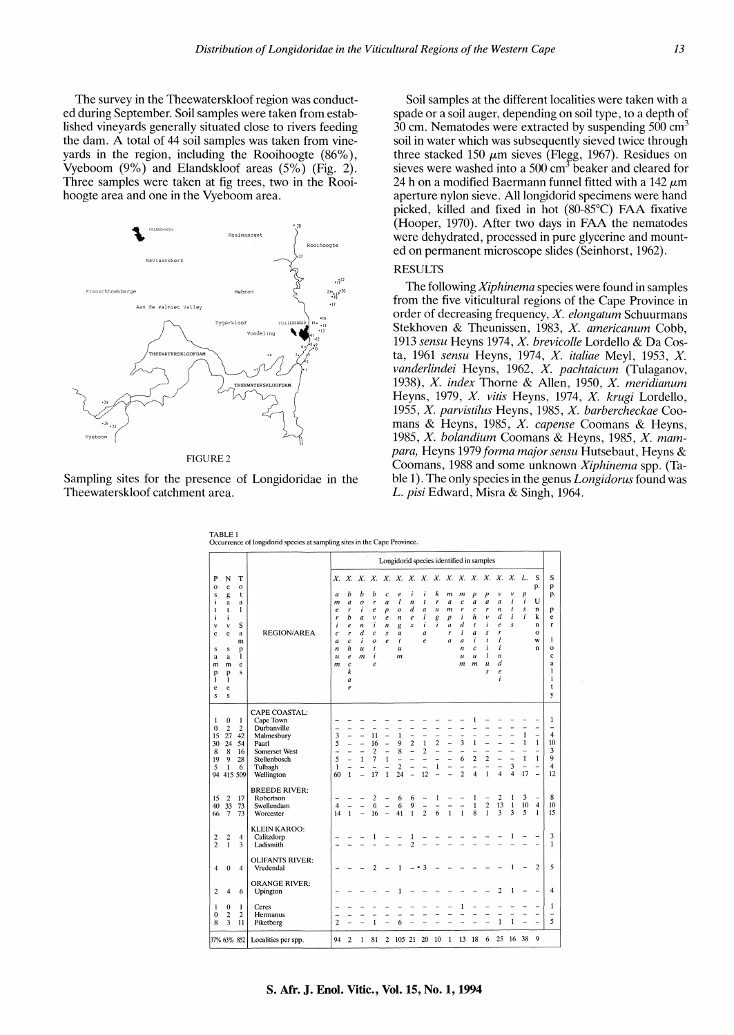The survey in the Theewaterskloof region was conducted during September. Soil samples were taken from established vineyards generally situated close to rivers feeding the dam. A total of 44 soil samples was taken from vineyards in the region, including the Rooihoogte (86%), Vyeboom (9%) and Elandskloof areas (5%) (Fig. 2). Three samples were taken at fig trees, two in the Rooihoogte area and one in the Vyeboom area.

FIGURE 2

Sampling sites for the presence of Longidoridae in the Theewaterskloof catchment area.

Soil samples at the different localities were taken with a spade or a soil auger, depending on soil type, to a depth of 30 cm. Nematodes were extracted by suspending 500 $cm^3$ soil in water which was subsequently sieved twice through three stacked 150 $\mu$m sieves (Flegg, 1967). Residues on sieves were washed into a 500 $cm^3$ beaker and cleared for 24 h on a modified Baermann funnel fitted with a 142 $\mu$m aperture nylon sieve. All longidorid specimens were hand picked, killed and fixed in hot (80-85°C) FAA fixative (Hooper, 1970). After two days in FAA the nematodes were dehydrated, processed in pure glycerine and mounted on permanent microscope slides (Seinhorst, 1962).

## RESULTS

The following *Xiphinema* species were found in samples from the five viticultural regions of the Cape Province in order of decreasing frequency, *X. elongatum* Schuurmans Stekhoven & Theunissen, 1983, *X. americanum* Cobb, 1913 *sensu* Heyns 1974, *X. brevicolle* Lordello & Da Costa, 1961 *sensu* Heyns, 1974, *X. italiae* Meyl, 1953, *X. vanderlindei* Heyns, 1962, *X. pachtaicum* (Tulaganov, 1938), *X. index* Thorne & Allen, 1950, *X. meridianum* Heyns, 1979, *X. vitis* Heyns, 1974, *X. krugi* Lordello, 1955, *X. parvistilus* Heyns, 1985, *X. barbercheckae* Coomans & Heyns, 1985, *X. capense* Coomans & Heyns, 1985, *X. bolandium* Coomans & Heyns, 1985, *X. mampara*, Heyns 1979 *forma major sensu* Hutsebaut, Heyns & Coomans, 1988 and some unknown *Xiphinema* spp. (Table 1). The only species in the genus *Longidorus* found was *L. pisi* Edward, Misra & Singh, 1964.

TABLE 1
Occurrence of longidorid species at sampling sites in the Cape Province.

| Positive samples | Negative samples | Total samples | REGION/AREA | *X. americanum* | *X. barbercheckae* | *X. bolandium* | *X. brevicolle* | *X. capense* | *X. elongatum* | *X. index* | *X. italiae* | *X. krugi* | *X. mampara* | *X. meridianum* | *X. pachtaicum* | *X. parvistilus* | *X. vanderlindei* | *X. vitis* | *X.* sp. Unknown | *L. pisi* | Sp. per locality |
|---|---|---|---|---|---|---|---|---|---|---|---|---|---|---|---|---|---|---|---|---|---|
| | | | **CAPE COASTAL:** | | | | | | | | | | | | | | | | | | |
| 1 | 0 | 1 | Cape Town | – | – | – | – | – | – | – | – | – | – | – | 1 | – | – | – | – | – | 1 |
| 0 | 2 | 2 | Durbanville | – | – | – | – | – | – | – | – | – | – | – | – | – | – | – | – | – | – |
| 15 | 27 | 42 | Malmesbury | 3 | – | – | 11 | – | 1 | – | – | – | – | – | – | – | – | – | 1 | – | 4 |
| 30 | 24 | 54 | Paarl | 5 | – | – | 16 | – | 9 | 2 | 1 | 2 | – | 3 | 1 | – | – | – | 1 | 1 | 10 |
| 8 | 8 | 16 | Somerset West | – | – | – | 2 | – | 8 | – | 2 | – | – | – | – | – | – | – | – | – | 3 |
| 19 | 9 | 28 | Stellenbosch | 5 | – | 1 | 7 | 1 | – | – | – | – | – | 6 | 2 | 2 | – | – | 1 | 1 | 9 |
| 5 | 1 | 6 | Tulbagh | 1 | – | – | – | – | 2 | – | – | 1 | – | – | – | – | – | 3 | – | – | 4 |
| 94 | 415 | 509 | Wellington | 60 | 1 | – | 17 | 1 | 24 | – | 12 | – | – | 2 | 4 | 1 | 4 | 4 | 17 | – | 12 |
| | | | **BREEDE RIVER:** | | | | | | | | | | | | | | | | | | |
| 15 | 2 | 17 | Robertson | – | – | – | 2 | – | 6 | 6 | – | 1 | – | – | 1 | – | 2 | 1 | 3 | – | 8 |
| 40 | 33 | 73 | Swellendam | 4 | – | – | 6 | – | 6 | 9 | – | – | – | – | 1 | 2 | 13 | 1 | 10 | 4 | 10 |
| 66 | 7 | 73 | Worcester | 14 | 1 | – | 16 | – | 41 | 1 | 2 | 6 | 1 | 1 | 8 | 1 | 3 | 3 | 5 | 1 | 15 |
| | | | **KLEIN KAROO:** | | | | | | | | | | | | | | | | | | |
| 2 | 2 | 4 | Calitzdorp | – | – | – | 1 | – | – | 1 | – | – | – | – | – | – | – | 1 | – | – | 3 |
| 2 | 1 | 3 | Ladismith | – | – | – | – | – | – | 2 | – | – | – | – | – | – | – | – | – | – | 1 |
| | | | **OLIFANTS RIVER:** | | | | | | | | | | | | | | | | | | |
| 4 | 0 | 4 | Vredendal | – | – | – | 2 | – | 1 | – | *3 | – | – | – | – | – | – | 1 | – | 2 | 5 |
| | | | **ORANGE RIVER:** | | | | | | | | | | | | | | | | | | |
| 2 | 4 | 6 | Upington | – | – | – | – | – | 1 | – | – | – | – | – | – | – | 2 | 1 | – | – | 4 |
| 1 | 0 | 1 | Ceres | – | – | – | – | – | – | – | – | – | – | 1 | – | – | – | – | – | – | 1 |
| 0 | 2 | 2 | Hermanus | – | – | – | – | – | – | – | – | – | – | – | – | – | – | – | – | – | – |
| 8 | 3 | 11 | Piketberg | 2 | – | – | 1 | – | 6 | – | – | – | – | – | – | – | 1 | 1 | – | – | 5 |
| 37% | 63% | 852 | Localities per spp. | 94 | 2 | 1 | 81 | 2 | 105 | 21 | 20 | 10 | 1 | 13 | 18 | 6 | 25 | 16 | 38 | 9 | |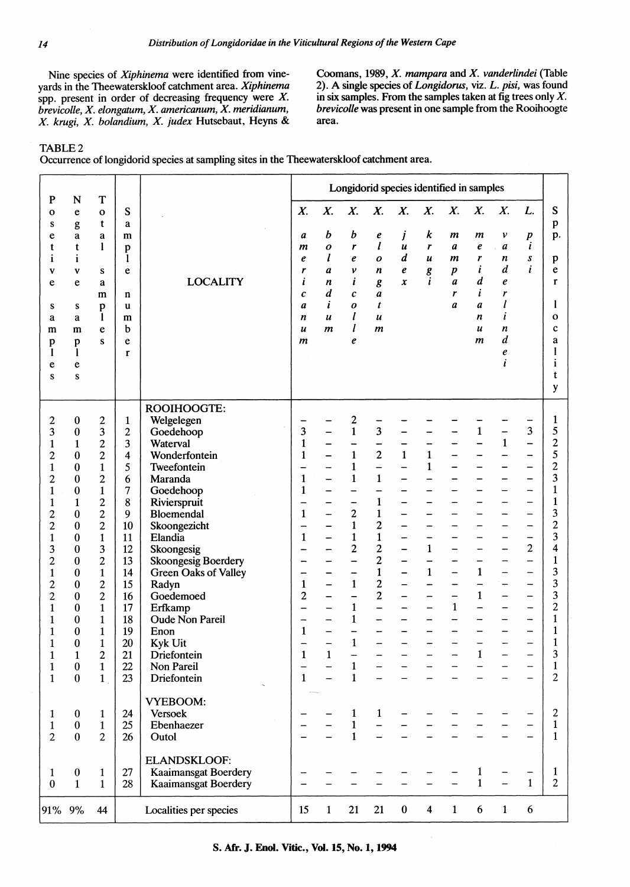Nine species of *Xiphinema* were identified from vineyards in the Theewaterskloof catchment area. *Xiphinema* spp. present in order of decreasing frequency were *X. brevicolle*, *X. elongatum*, *X. americanum*, *X. meridianum*, *X. krugi*, *X. bolandium*, *X. judex* Hutsebaut, Heyns & Coomans, 1989, *X. mampara* and *X. vanderlindei* (Table 2). A single species of *Longidorus*, viz. *L. pisi*, was found in six samples. From the samples taken at fig trees only *X. brevicolle* was present in one sample from the Rooihoogte area.

TABLE 2
Occurrence of longidorid species at sampling sites in the Theewaterskloof catchment area.

| Positive samples | Negative samples | Total samples | Sample number | LOCALITY | *X. americanum* | *X. bolandium* | *X. brevicolle* | *X. elongatum* | *X. judex* | *X. krugi* | *X. mampara* | *X. meridianum* | *X. vanderlindei* | *L. pisi* | Spp. per locality |
|---|---|---|---|---|---|---|---|---|---|---|---|---|---|---|---|
| | | | | ROOIHOOGTE: | | | | | | | | | | | |
| 2 | 0 | 2 | 1 | Welgelegen | – | – | 2 | – | – | – | – | – | – | – | 1 |
| 3 | 0 | 3 | 2 | Goedehoop | 3 | – | 1 | 3 | – | – | – | 1 | – | 3 | 5 |
| 1 | 1 | 2 | 3 | Waterval | 1 | – | – | – | – | – | – | – | 1 | – | 2 |
| 2 | 0 | 2 | 4 | Wonderfontein | 1 | – | 1 | 2 | 1 | 1 | – | – | – | – | 5 |
| 1 | 0 | 1 | 5 | Tweefontein | – | – | 1 | – | – | 1 | – | – | – | – | 2 |
| 2 | 0 | 2 | 6 | Maranda | 1 | – | 1 | 1 | – | – | – | – | – | – | 3 |
| 1 | 0 | 1 | 7 | Goedehoop | 1 | – | – | – | – | – | – | – | – | – | 1 |
| 1 | 1 | 2 | 8 | Rivierspruit | – | – | – | 1 | – | – | – | – | – | – | 1 |
| 2 | 0 | 2 | 9 | Bloemendal | 1 | – | 2 | 1 | – | – | – | – | – | – | 3 |
| 2 | 0 | 2 | 10 | Skoongezicht | – | – | 1 | 2 | – | – | – | – | – | – | 2 |
| 1 | 0 | 1 | 11 | Elandia | 1 | – | 1 | 1 | – | – | – | – | – | – | 3 |
| 3 | 0 | 3 | 12 | Skoongesig | – | – | 2 | 2 | – | 1 | – | – | – | 2 | 4 |
| 2 | 0 | 2 | 13 | Skoongesig Boerdery | – | – | – | 2 | – | – | – | – | – | – | 1 |
| 1 | 0 | 1 | 14 | Green Oaks of Valley | – | – | – | 1 | – | 1 | – | 1 | – | – | 3 |
| 2 | 0 | 2 | 15 | Radyn | 1 | – | 1 | 2 | – | – | – | – | – | – | 3 |
| 2 | 0 | 2 | 16 | Goedemoed | 2 | – | – | 2 | – | – | – | 1 | – | – | 3 |
| 1 | 0 | 1 | 17 | Erfkamp | – | – | 1 | – | – | – | 1 | – | – | – | 2 |
| 1 | 0 | 1 | 18 | Oude Non Pareil | – | – | 1 | – | – | – | – | – | – | – | 1 |
| 1 | 0 | 1 | 19 | Enon | 1 | – | – | – | – | – | – | – | – | – | 1 |
| 1 | 0 | 1 | 20 | Kyk Uit | – | – | 1 | – | – | – | – | – | – | – | 1 |
| 1 | 1 | 2 | 21 | Driefontein | 1 | 1 | – | – | – | – | – | 1 | – | – | 3 |
| 1 | 0 | 1 | 22 | Non Pareil | – | – | 1 | – | – | – | – | – | – | – | 1 |
| 1 | 0 | 1 | 23 | Driefontein | 1 | – | 1 | – | – | – | – | – | – | – | 2 |
| | | | | VYEBOOM: | | | | | | | | | | | |
| 1 | 0 | 1 | 24 | Versoek | – | – | 1 | 1 | – | – | – | – | – | – | 2 |
| 1 | 0 | 1 | 25 | Ebenhaezer | – | – | 1 | – | – | – | – | – | – | – | 1 |
| 2 | 0 | 2 | 26 | Outol | – | – | 1 | – | – | – | – | – | – | – | 1 |
| | | | | ELANDSKLOOF: | | | | | | | | | | | |
| 1 | 0 | 1 | 27 | Kaaimansgat Boerdery | – | – | – | – | – | – | – | 1 | – | – | 1 |
| 0 | 1 | 1 | 28 | Kaaimansgat Boerdery | – | – | – | – | – | – | – | 1 | – | 1 | 2 |
| 91% | 9% | 44 | | Localities per species | 15 | 1 | 21 | 21 | 0 | 4 | 1 | 6 | 1 | 6 | |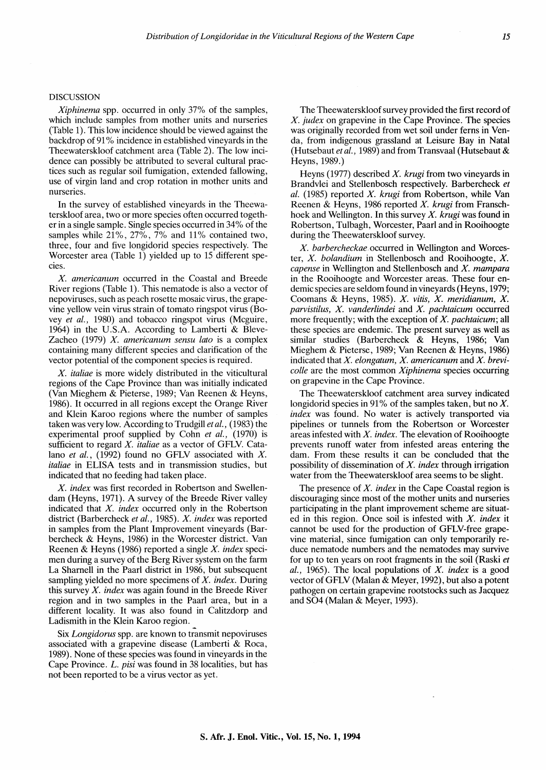## DISCUSSION

*Xiphinema* spp. occurred in only 37% of the samples, which include samples from mother units and nurseries (Table 1). This low incidence should be viewed against the backdrop of 91% incidence in established vineyards in the Theewaterskloof catchment area (Table 2). The low incidence can possibly be attributed to several cultural practices such as regular soil fumigation, extended fallowing, use of virgin land and crop rotation in mother units and nurseries.

In the survey of established vineyards in the Theewaterskloof area, two or more species often occurred together in a single sample. Single species occurred in 34% of the samples while 21%, 27%, 7% and 11% contained two, three, four and five longidorid species respectively. The Worcester area (Table 1) yielded up to 15 different species.

*X. americanum* occurred in the Coastal and Breede River regions (Table 1). This nematode is also a vector of nepoviruses, such as peach rosette mosaic virus, the grapevine yellow vein virus strain of tomato ringspot virus (Bovey *et al.,* 1980) and tobacco ringspot virus (Mcguire, 1964) in the U.S.A. According to Lamberti & Bleve-Zacheo (1979) *X. americanum sensu lato* is a complex containing many different species and clarification of the vector potential of the component species is required.

*X. italiae* is more widely distributed in the viticultural regions of the Cape Province than was initially indicated (Van Mieghem & Pieterse, 1989; Van Reenen & Heyns, 1986). It occurred in all regions except the Orange River and Klein Karoo regions where the number of samples taken was very low. According to Trudgill *et al.,* (1983) the experimental proof supplied by Cohn *et al.,* (1970) is sufficient to regard *X. italiae* as a vector of GFLV. Catalano *et al.*, (1992) found no GFLV associated with *X. italiae* in ELISA tests and in transmission studies, but indicated that no feeding had taken place.

*X. index* was first recorded in Robertson and Swellendam (Heyns, 1971). A survey of the Breede River valley indicated that *X. index* occurred only in the Robertson district (Barbercheck *et al.*, 1985). *X. index* was reported in samples from the Plant Improvement vineyards (Barbercheck & Heyns, 1986) in the Worcester district. Van Reenen & Heyns (1986) reported a single *X. index* specimen during a survey of the Berg River system on the farm La Sharnell in the Paarl district in 1986, but subsequent sampling yielded no more specimens of *X. index*. During this survey *X. index* was again found in the Breede River region and in two samples in the Paarl area, but in a different locality. It was also found in Calitzdorp and Ladismith in the Klein Karoo region.

Six *Longidorus* spp. are known to transmit nepoviruses associated with a grapevine disease (Lamberti & Roca, 1989). None of these species was found in vineyards in the Cape Province. *L. pisi* was found in 38 localities, but has not been reported to be a virus vector as yet.

The Theewaterskloof survey provided the first record of *X. judex* on grapevine in the Cape Province. The species was originally recorded from wet soil under ferns in Venda, from indigenous grassland at Leisure Bay in Natal (Hutsebaut *et al.,* 1989) and from Transvaal (Hutsebaut & Heyns, 1989.)

Heyns (1977) described *X. krugi* from two vineyards in Brandvlei and Stellenbosch respectively. Barbercheck *et al.* (1985) reported *X. krugi* from Robertson, while Van Reenen & Heyns, 1986 reported *X. krugi* from Franschhoek and Wellington. In this survey *X. krugi* was found in Robertson, Tulbagh, Worcester, Paarl and in Rooihoogte during the Theewaterskloof survey.

*X. barbercheckae* occurred in Wellington and Worcester, *X. bolandium* in Stellenbosch and Rooihoogte, *X. capense* in Wellington and Stellenbosch and *X. mampara* in the Rooihoogte and Worcester areas. These four endemic species are seldom found in vineyards (Heyns, 1979; Coomans & Heyns, 1985). *X. vitis, X. meridianum, X. parvistilus, X. vanderlindei* and *X. pachtaicum* occurred more frequently; with the exception of *X. pachtaicum*; all these species are endemic. The present survey as well as similar studies (Barbercheck & Heyns, 1986; Van Mieghem & Pieterse, 1989; Van Reenen & Heyns, 1986) indicated that *X. elongatum, X. americanum* and *X. brevicolle* are the most common *Xiphinema* species occurring on grapevine in the Cape Province.

The Theewaterskloof catchment area survey indicated longidorid species in 91% of the samples taken, but no *X. index* was found. No water is actively transported via pipelines or tunnels from the Robertson or Worcester areas infested with *X. index*. The elevation of Rooihoogte prevents runoff water from infested areas entering the dam. From these results it can be concluded that the possibility of dissemination of *X. index* through irrigation water from the Theewaterskloof area seems to be slight.

The presence of *X. index* in the Cape Coastal region is discouraging since most of the mother units and nurseries participating in the plant improvement scheme are situated in this region. Once soil is infested with *X. index* it cannot be used for the production of GFLV-free grapevine material, since fumigation can only temporarily reduce nematode numbers and the nematodes may survive for up to ten years on root fragments in the soil (Raski *et al.,* 1965). The local populations of *X. index* is a good vector of GFLV (Malan & Meyer, 1992), but also a potent pathogen on certain grapevine rootstocks such as Jacquez and SO4 (Malan & Meyer, 1993).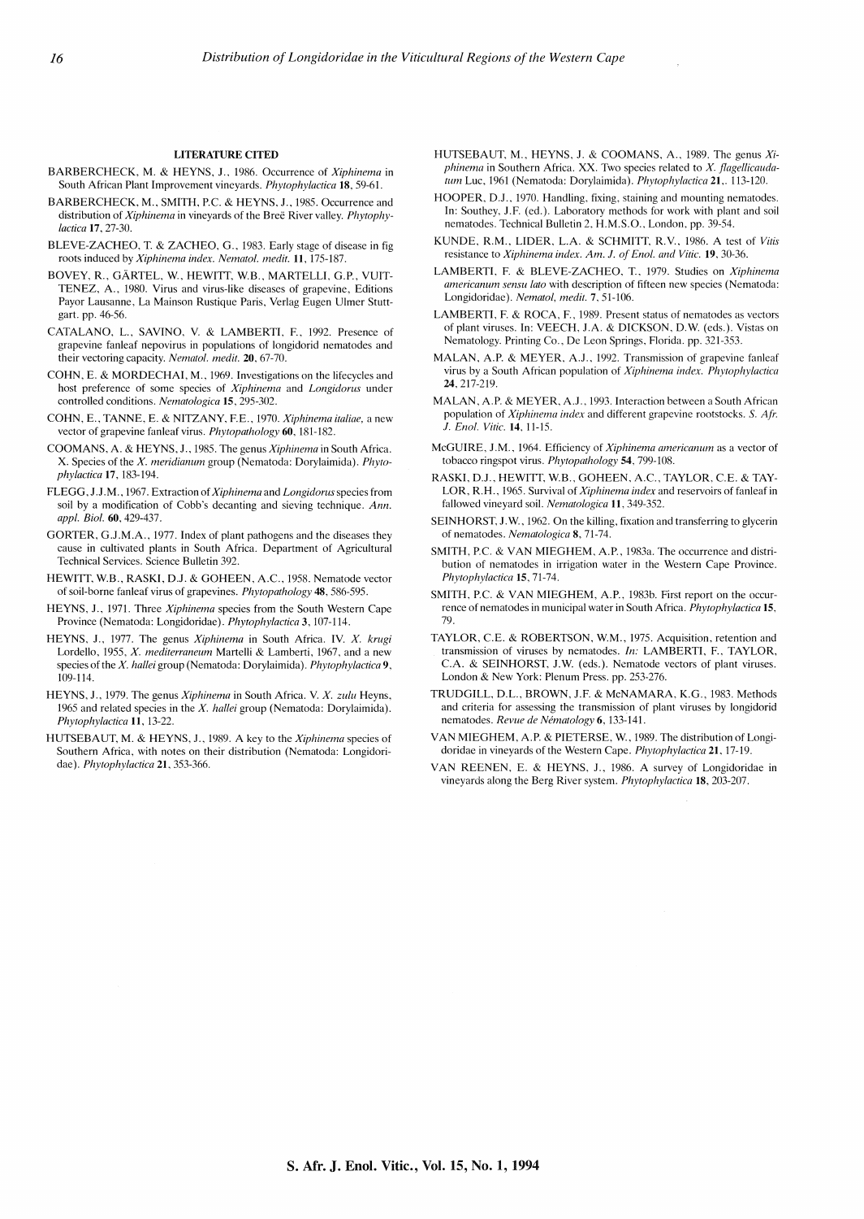## LITERATURE CITED

BARBERCHECK, M. & HEYNS, J., 1986. Occurrence of *Xiphinema* in South African Plant Improvement vineyards. *Phytophylactica* **18**, 59-61.

BARBERCHECK, M., SMITH, P.C. & HEYNS, J., 1985. Occurrence and distribution of *Xiphinema* in vineyards of the Breë River valley. *Phytophylactica* **17**, 27-30.

BLEVE-ZACHEO, T. & ZACHEO, G., 1983. Early stage of disease in fig roots induced by *Xiphinema index*. *Nematol. medit.* **11**, 175-187.

BOVEY, R., GÄRTEL, W., HEWITT, W.B., MARTELLI, G.P., VUITTENEZ, A., 1980. Virus and virus-like diseases of grapevine, Editions Payor Lausanne, La Mainson Rustique Paris, Verlag Eugen Ulmer Stuttgart. pp. 46-56.

CATALANO, L., SAVINO, V. & LAMBERTI, F., 1992. Presence of grapevine fanleaf nepovirus in populations of longidorid nematodes and their vectoring capacity. *Nematol. medit.* **20**, 67-70.

COHN, E. & MORDECHAI, M., 1969. Investigations on the lifecycles and host preference of some species of *Xiphinema* and *Longidorus* under controlled conditions. *Nematologica* **15**, 295-302.

COHN, E., TANNE, E. & NITZANY, F.E., 1970. *Xiphinema italiae*, a new vector of grapevine fanleaf virus. *Phytopathology* **60**, 181-182.

COOMANS, A. & HEYNS, J., 1985. The genus *Xiphinema* in South Africa. X. Species of the *X. meridianum* group (Nematoda: Dorylaimida). *Phytophylactica* **17**, 183-194.

FLEGG, J.J.M., 1967. Extraction of *Xiphinema* and *Longidorus* species from soil by a modification of Cobb's decanting and sieving technique. *Ann. appl. Biol.* **60**, 429-437.

GORTER, G.J.M.A., 1977. Index of plant pathogens and the diseases they cause in cultivated plants in South Africa. Department of Agricultural Technical Services. Science Bulletin 392.

HEWITT, W.B., RASKI, D.J. & GOHEEN, A.C., 1958. Nematode vector of soil-borne fanleaf virus of grapevines. *Phytopathology* **48**, 586-595.

HEYNS, J., 1971. Three *Xiphinema* species from the South Western Cape Province (Nematoda: Longidoridae). *Phytophylactica* **3**, 107-114.

HEYNS, J., 1977. The genus *Xiphinema* in South Africa. IV. *X. krugi* Lordello, 1955, *X. mediterraneum* Martelli & Lamberti, 1967, and a new species of the *X. hallei* group (Nematoda: Dorylaimida). *Phytophylactica* **9**, 109-114.

HEYNS, J., 1979. The genus *Xiphinema* in South Africa. V. *X. zulu* Heyns, 1965 and related species in the *X. hallei* group (Nematoda: Dorylaimida). *Phytophylactica* **11**, 13-22.

HUTSEBAUT, M. & HEYNS, J., 1989. A key to the *Xiphinema* species of Southern Africa, with notes on their distribution (Nematoda: Longidoridae). *Phytophylactica* **21**, 353-366.

HUTSEBAUT, M., HEYNS, J. & COOMANS, A., 1989. The genus *Xiphinema* in Southern Africa. XX. Two species related to *X. flagellicaudatum* Luc, 1961 (Nematoda: Dorylaimida). *Phytophylactica* **21**,. 113-120.

HOOPER, D.J., 1970. Handling, fixing, staining and mounting nematodes. In: Southey, J.F. (ed.). Laboratory methods for work with plant and soil nematodes. Technical Bulletin 2, H.M.S.O., London, pp. 39-54.

KUNDE, R.M., LIDER, L.A. & SCHMITT, R.V., 1986. A test of *Vitis* resistance to *Xiphinema index*. *Am. J. of Enol. and Vitic.* **19**, 30-36.

LAMBERTI, F. & BLEVE-ZACHEO, T., 1979. Studies on *Xiphinema americanum sensu lato* with description of fifteen new species (Nematoda: Longidoridae). *Nematol, medit.* **7**, 51-106.

LAMBERTI, F. & ROCA, F., 1989. Present status of nematodes as vectors of plant viruses. In: VEECH, J.A. & DICKSON, D.W. (eds.). Vistas on Nematology. Printing Co., De Leon Springs, Florida. pp. 321-353.

MALAN, A.P. & MEYER, A.J., 1992. Transmission of grapevine fanleaf virus by a South African population of *Xiphinema index*. *Phytophylactica* **24**, 217-219.

MALAN, A.P. & MEYER, A.J., 1993. Interaction between a South African population of *Xiphinema index* and different grapevine rootstocks. *S. Afr. J. Enol. Vitic.* **14**, 11-15.

McGUIRE, J.M., 1964. Efficiency of *Xiphinema americanum* as a vector of tobacco ringspot virus. *Phytopathology* **54**, 799-108.

RASKI, D.J., HEWITT, W.B., GOHEEN, A.C., TAYLOR, C.E. & TAYLOR, R.H., 1965. Survival of *Xiphinema index* and reservoirs of fanleaf in fallowed vineyard soil. *Nematologica* **11**, 349-352.

SEINHORST, J.W., 1962. On the killing, fixation and transferring to glycerin of nematodes. *Nematologica* **8**, 71-74.

SMITH, P.C. & VAN MIEGHEM, A.P., 1983a. The occurrence and distribution of nematodes in irrigation water in the Western Cape Province. *Phytophylactica* **15**, 71-74.

SMITH, P.C. & VAN MIEGHEM, A.P., 1983b. First report on the occurrence of nematodes in municipal water in South Africa. *Phytophylactica* **15**, 79.

TAYLOR, C.E. & ROBERTSON, W.M., 1975. Acquisition, retention and transmission of viruses by nematodes. *In:* LAMBERTI, F., TAYLOR, C.A. & SEINHORST, J.W. (eds.). Nematode vectors of plant viruses. London & New York: Plenum Press. pp. 253-276.

TRUDGILL, D.L., BROWN, J.F. & McNAMARA, K.G., 1983. Methods and criteria for assessing the transmission of plant viruses by longidorid nematodes. *Revue de Nématology* **6**, 133-141.

VAN MIEGHEM, A.P. & PIETERSE, W., 1989. The distribution of Longidoridae in vineyards of the Western Cape. *Phytophylactica* **21**, 17-19.

VAN REENEN, E. & HEYNS, J., 1986. A survey of Longidoridae in vineyards along the Berg River system. *Phytophylactica* **18**, 203-207.